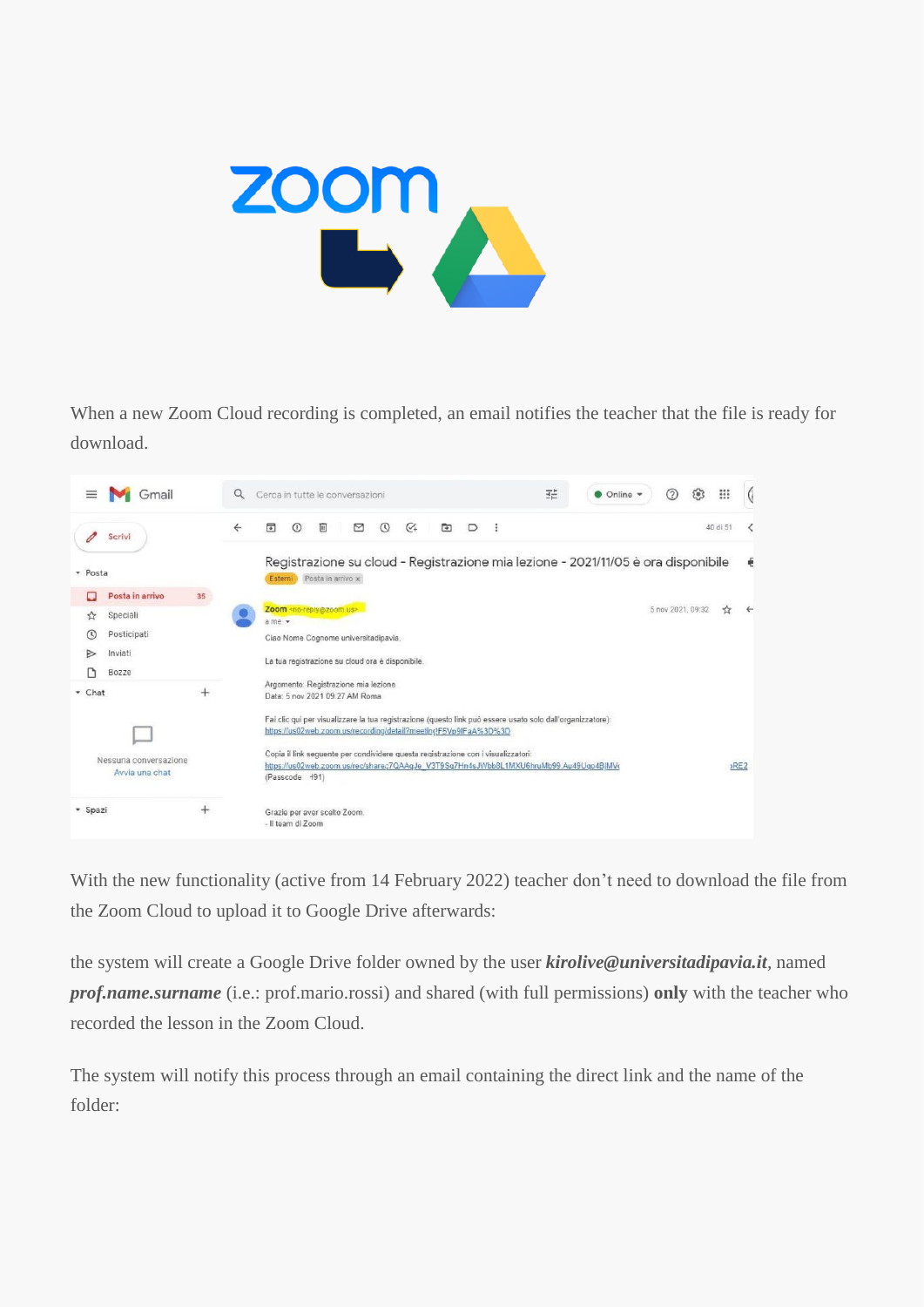When a new Zoom Cloud recording is completed, an email notifies the teacher that the file is ready for download.

With the new functionality (active from 14 February 2022) teacher don't need to download the file from the Zoom Cloud to upload it to Google Drive afterwards:

the system will create a Google Drive folder owned by the user ***kirolive@universitadipavia.it***, named ***prof.name.surname*** (i.e.: prof.mario.rossi) and shared (with full permissions) **only** with the teacher who recorded the lesson in the Zoom Cloud.

The system will notify this process through an email containing the direct link and the name of the folder: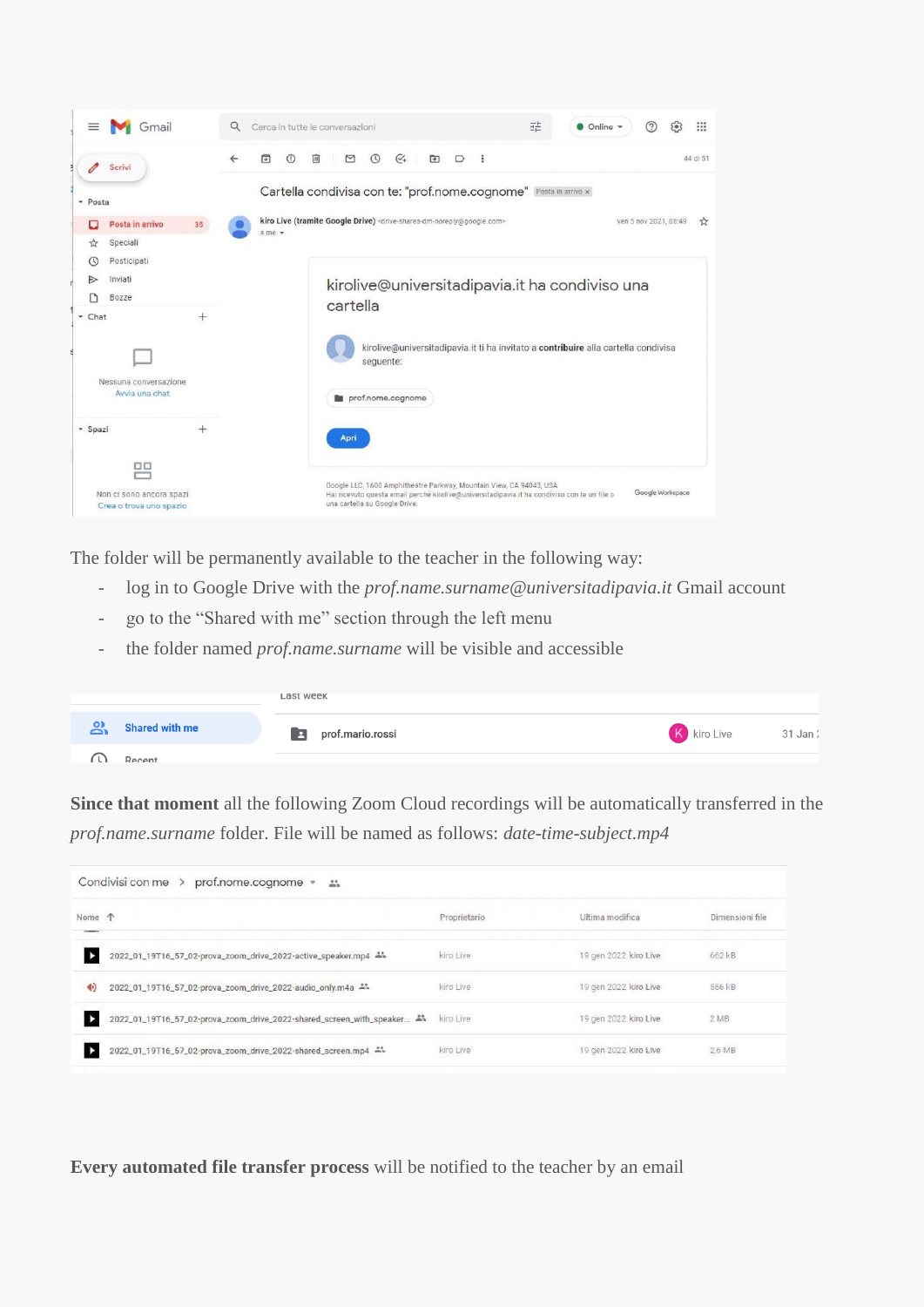The folder will be permanently available to the teacher in the following way:

- log in to Google Drive with the *prof.name.surname@universitadipavia.it* Gmail account
- go to the "Shared with me" section through the left menu
- the folder named *prof.name.surname* will be visible and accessible

**Since that moment** all the following Zoom Cloud recordings will be automatically transferred in the *prof.name.surname* folder. File will be named as follows: *date-time-subject.mp4*

**Every automated file transfer process** will be notified to the teacher by an email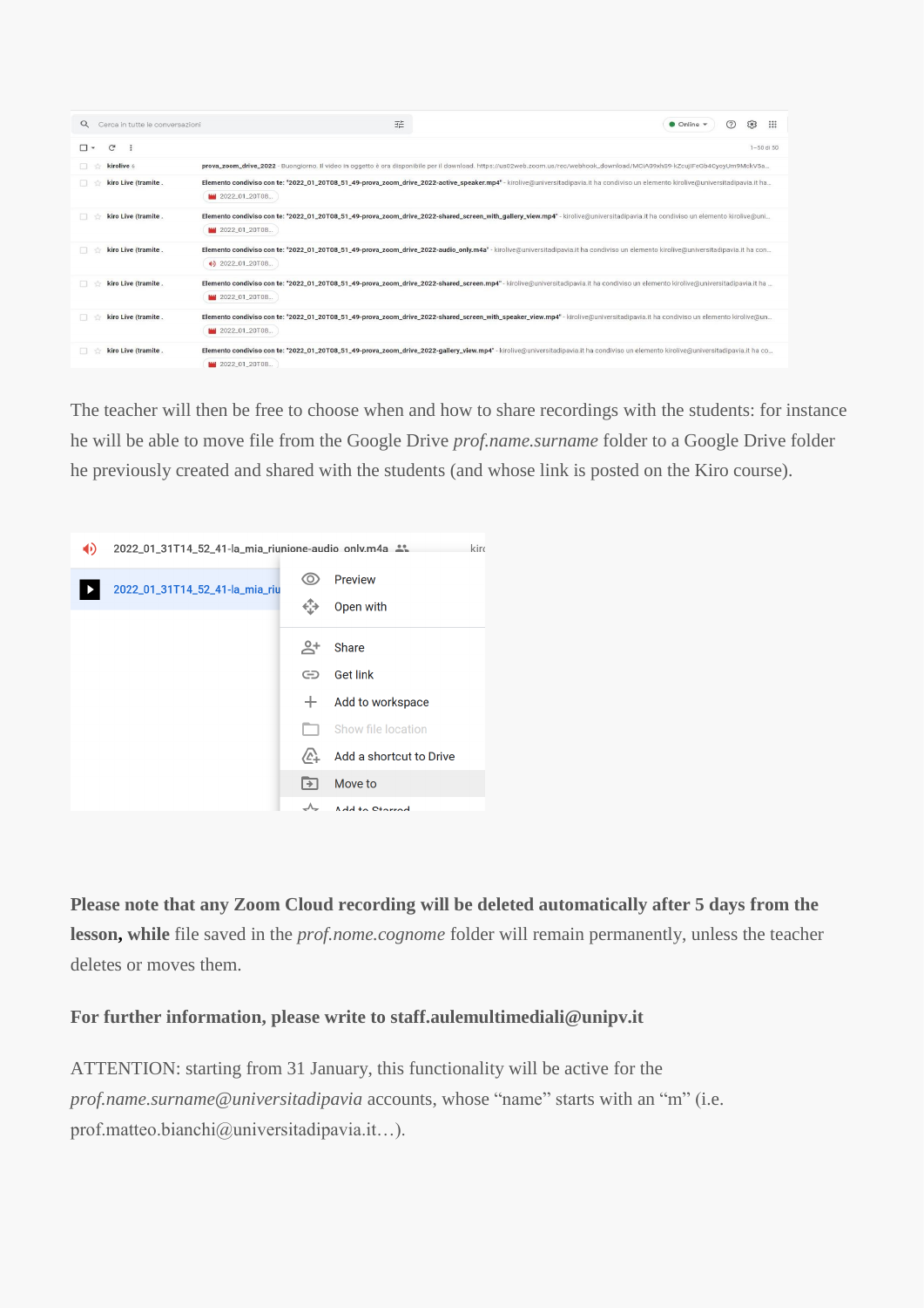The teacher will then be free to choose when and how to share recordings with the students: for instance he will be able to move file from the Google Drive *prof.name.surname* folder to a Google Drive folder he previously created and shared with the students (and whose link is posted on the Kiro course).

**Please note that any Zoom Cloud recording will be deleted automatically after 5 days from the lesson, while** file saved in the *prof.nome.cognome* folder will remain permanently, unless the teacher deletes or moves them.

**For further information, please write to staff.aulemultimediali@unipv.it**

ATTENTION: starting from 31 January, this functionality will be active for the *prof.name.surname@universitadipavia* accounts, whose "name" starts with an "m" (i.e. prof.matteo.bianchi@universitadipavia.it…).